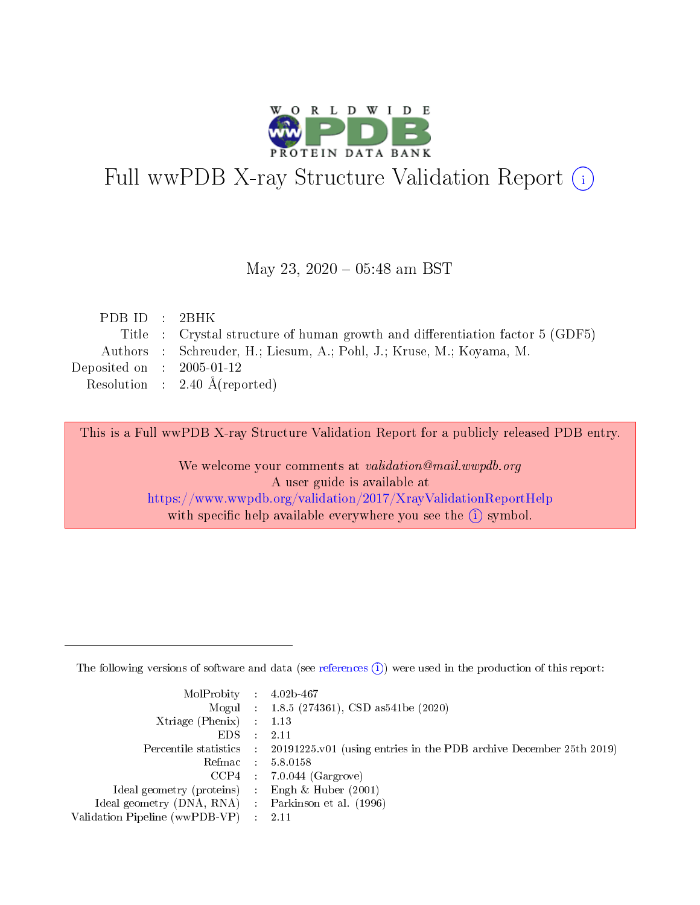# Full wwPDB X-ray Structure Validation Report (i)

May 23, 2020 – 05:48 am BST

| | | |
|---|---|---|
| PDB ID | : | 2BHK |
| Title | : | Crystal structure of human growth and differentiation factor 5 (GDF5) |
| Authors | : | Schreuder, H.; Liesum, A.; Pohl, J.; Kruse, M.; Koyama, M. |
| Deposited on | : | 2005-01-12 |
| Resolution | : | 2.40 Å(reported) |

This is a Full wwPDB X-ray Structure Validation Report for a publicly released PDB entry.

We welcome your comments at *validation@mail.wwpdb.org*
A user guide is available at
https://www.wwpdb.org/validation/2017/XrayValidationReportHelp
with specific help available everywhere you see the (i) symbol.

---

The following versions of software and data (see references (i)) were used in the production of this report:

| | | |
|---|---|---|
| MolProbity | : | 4.02b-467 |
| Mogul | : | 1.8.5 (274361), CSD as541be (2020) |
| Xtriage (Phenix) | : | 1.13 |
| EDS | : | 2.11 |
| Percentile statistics | : | 20191225.v01 (using entries in the PDB archive December 25th 2019) |
| Refmac | : | 5.8.0158 |
| CCP4 | : | 7.0.044 (Gargrove) |
| Ideal geometry (proteins) | : | Engh & Huber (2001) |
| Ideal geometry (DNA, RNA) | : | Parkinson et al. (1996) |
| Validation Pipeline (wwPDB-VP) | : | 2.11 |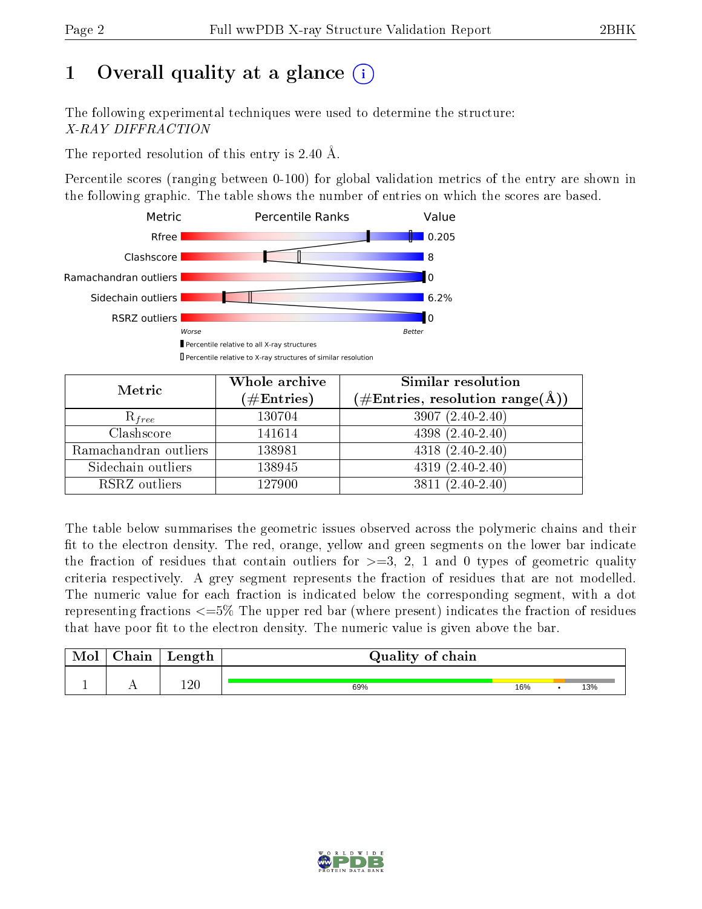# 1 Overall quality at a glance (i)

The following experimental techniques were used to determine the structure:
*X-RAY DIFFRACTION*

The reported resolution of this entry is 2.40 Å.

Percentile scores (ranging between 0-100) for global validation metrics of the entry are shown in the following graphic. The table shows the number of entries on which the scores are based.

| Metric | Value |
|---|---|
| Rfree | 0.205 |
| Clashscore | 8 |
| Ramachandran outliers | 0 |
| Sidechain outliers | 6.2% |
| RSRZ outliers | 0 |

Worse — Better

▮ Percentile relative to all X-ray structures
▯ Percentile relative to X-ray structures of similar resolution

| Metric | Whole archive (#Entries) | Similar resolution (#Entries, resolution range(Å)) |
|---|---|---|
| $R_{free}$ | 130704 | 3907 (2.40-2.40) |
| Clashscore | 141614 | 4398 (2.40-2.40) |
| Ramachandran outliers | 138981 | 4318 (2.40-2.40) |
| Sidechain outliers | 138945 | 4319 (2.40-2.40) |
| RSRZ outliers | 127900 | 3811 (2.40-2.40) |

The table below summarises the geometric issues observed across the polymeric chains and their fit to the electron density. The red, orange, yellow and green segments on the lower bar indicate the fraction of residues that contain outliers for >=3, 2, 1 and 0 types of geometric quality criteria respectively. A grey segment represents the fraction of residues that are not modelled. The numeric value for each fraction is indicated below the corresponding segment, with a dot representing fractions <=5% The upper red bar (where present) indicates the fraction of residues that have poor fit to the electron density. The numeric value is given above the bar.

| Mol | Chain | Length | Quality of chain |
|---|---|---|---|
| 1 | A | 120 | 69% 16% • 13% |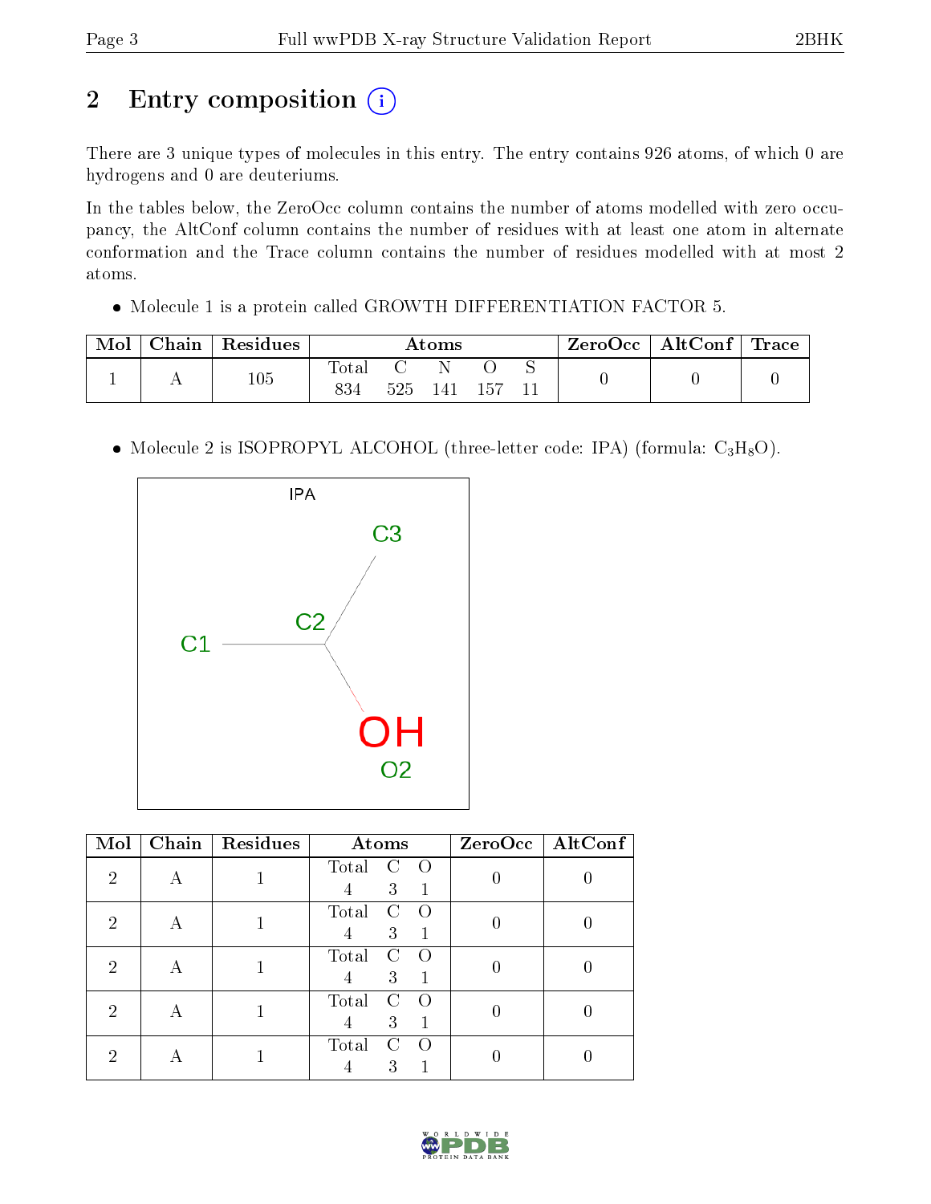# 2 Entry composition

There are 3 unique types of molecules in this entry. The entry contains 926 atoms, of which 0 are hydrogens and 0 are deuteriums.

In the tables below, the ZeroOcc column contains the number of atoms modelled with zero occupancy, the AltConf column contains the number of residues with at least one atom in alternate conformation and the Trace column contains the number of residues modelled with at most 2 atoms.

- Molecule 1 is a protein called GROWTH DIFFERENTIATION FACTOR 5.

| Mol | Chain | Residues | Atoms | | | | | ZeroOcc | AltConf | Trace |
|---|---|---|---|---|---|---|---|---|---|---|
| 1 | A | 105 | Total 834 | C 525 | N 141 | O 157 | S 11 | 0 | 0 | 0 |

- Molecule 2 is ISOPROPYL ALCOHOL (three-letter code: IPA) (formula: $C_3H_8O$).

| Mol | Chain | Residues | Atoms | | | ZeroOcc | AltConf |
|---|---|---|---|---|---|---|---|
| 2 | A | 1 | Total 4 | C 3 | O 1 | 0 | 0 |
| 2 | A | 1 | Total 4 | C 3 | O 1 | 0 | 0 |
| 2 | A | 1 | Total 4 | C 3 | O 1 | 0 | 0 |
| 2 | A | 1 | Total 4 | C 3 | O 1 | 0 | 0 |
| 2 | A | 1 | Total 4 | C 3 | O 1 | 0 | 0 |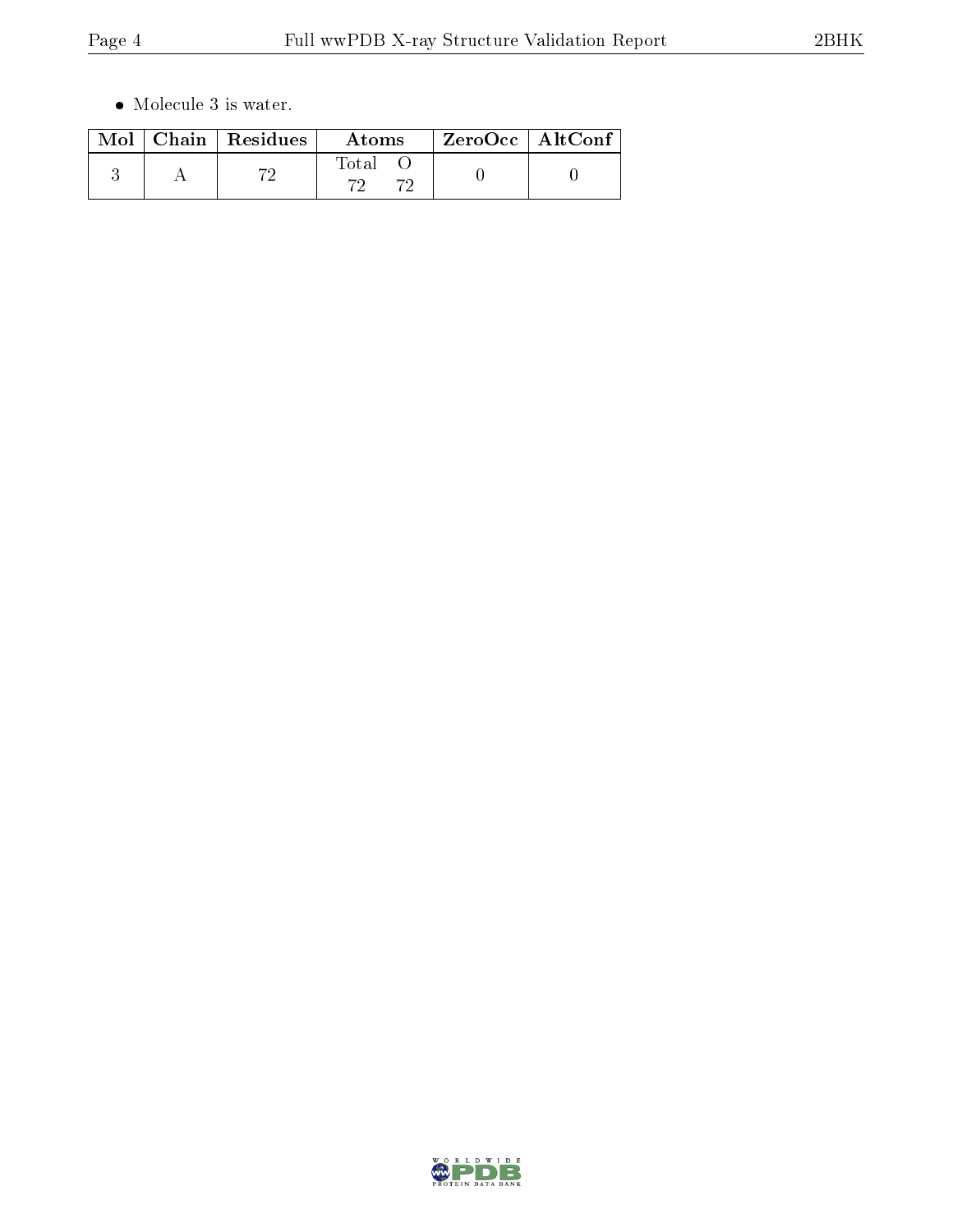- Molecule 3 is water.

| Mol | Chain | Residues | Atoms | | ZeroOcc | AltConf |
|---|---|---|---|---|---|---|
| | | | Total | O | | |
| 3 | A | 72 | 72 | 72 | 0 | 0 |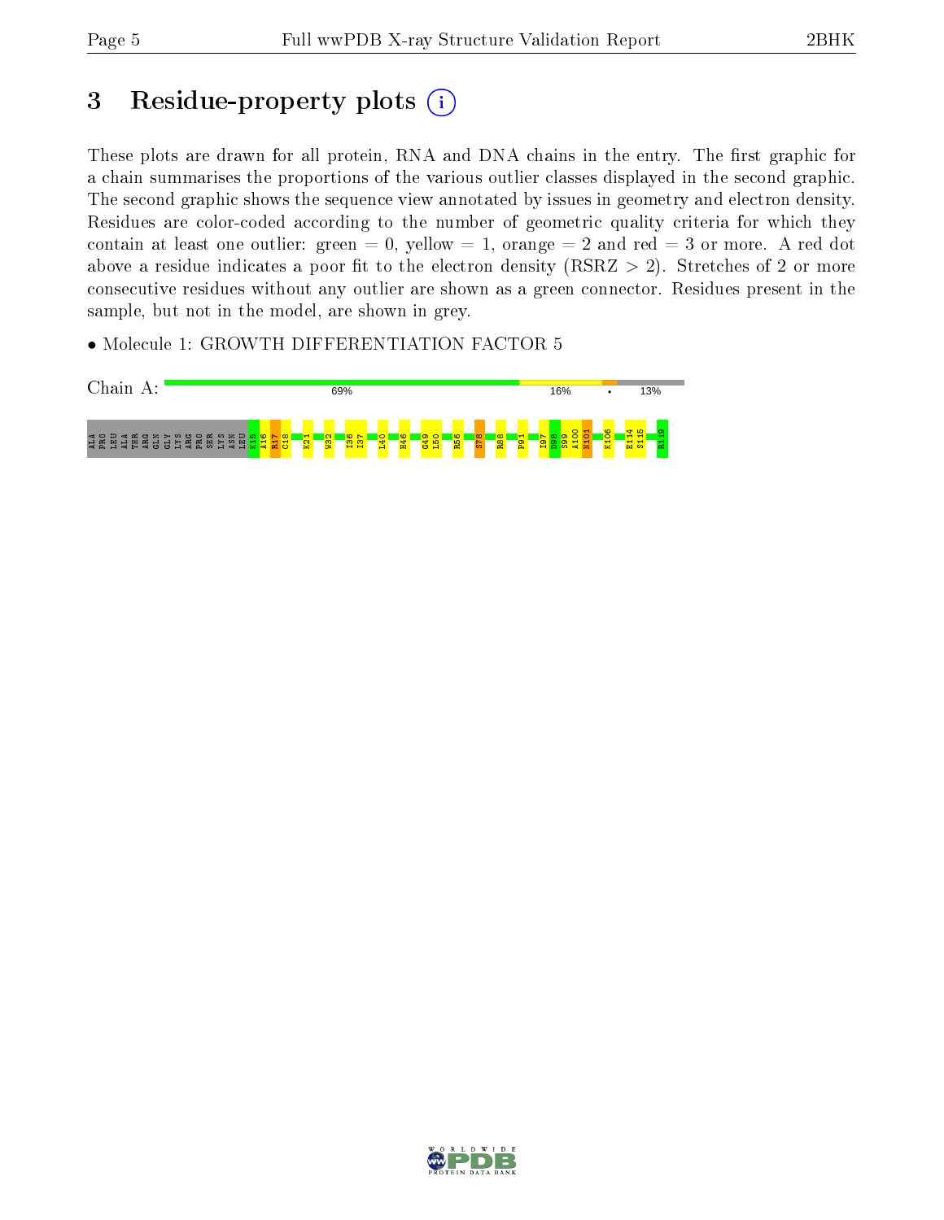# 3 Residue-property plots (i)

These plots are drawn for all protein, RNA and DNA chains in the entry. The first graphic for a chain summarises the proportions of the various outlier classes displayed in the second graphic. The second graphic shows the sequence view annotated by issues in geometry and electron density. Residues are color-coded according to the number of geometric quality criteria for which they contain at least one outlier: green = 0, yellow = 1, orange = 2 and red = 3 or more. A red dot above a residue indicates a poor fit to the electron density (RSRZ > 2). Stretches of 2 or more consecutive residues without any outlier are shown as a green connector. Residues present in the sample, but not in the model, are shown in grey.

- Molecule 1: GROWTH DIFFERENTIATION FACTOR 5

Chain A: 69% 16% • 13%

ALA PRO LEU ALA THR ARG GLN GLY LYS ARG PRO SER LYS ASN LEU K15 A16 R17 C18 K21 W32 I36 I37 L40 H46 G49 L50 R56 S78 R88 P91 I97 D98 S99 A100 N101 K106 E114 S115 R119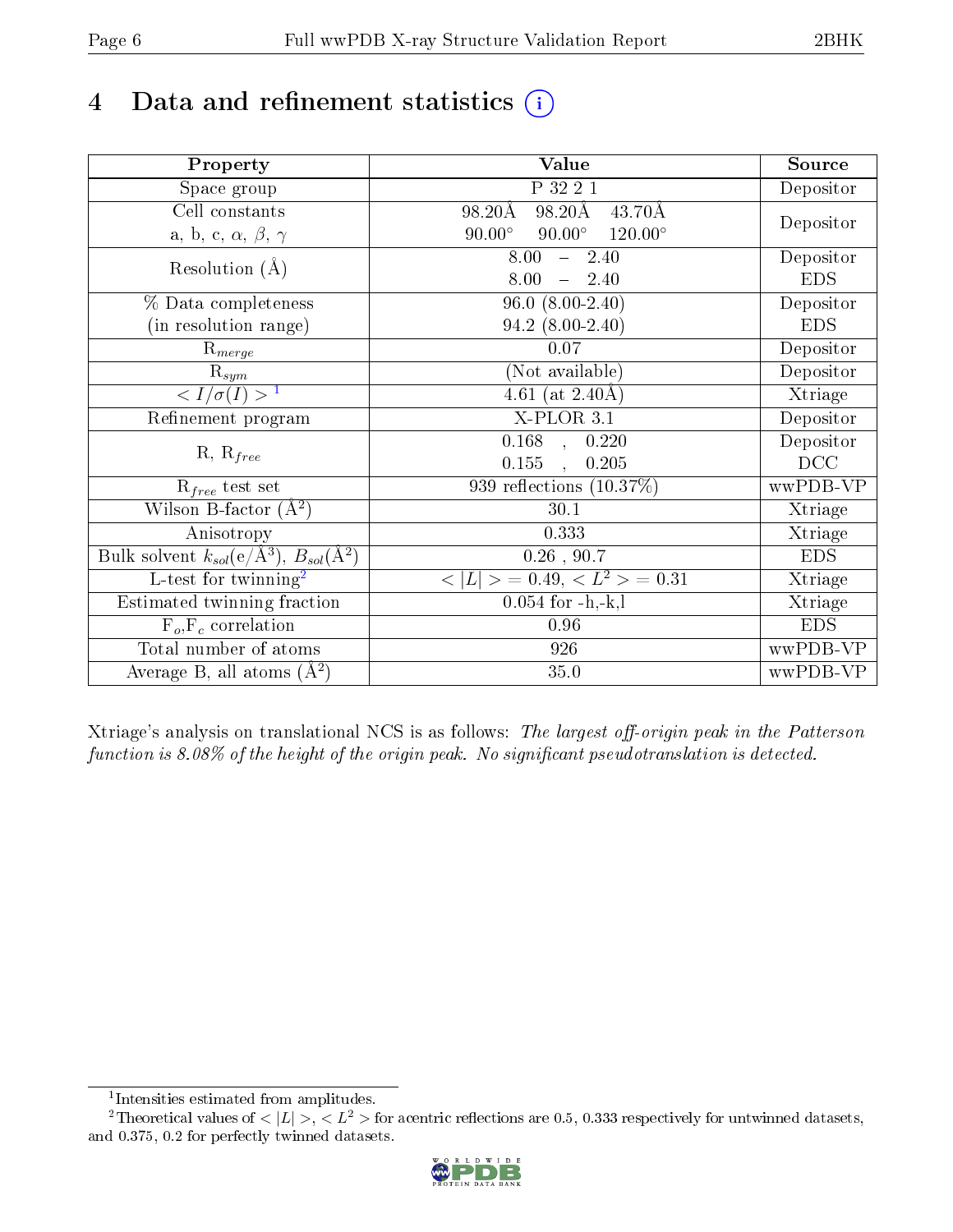# 4 Data and refinement statistics (i)

| Property | Value | Source |
|---|---|---|
| Space group | P 32 2 1 | Depositor |
| Cell constants<br>a, b, c, $\alpha$, $\beta$, $\gamma$ | 98.20Å 98.20Å 43.70Å<br>90.00° 90.00° 120.00° | Depositor |
| Resolution (Å) | 8.00 – 2.40<br>8.00 – 2.40 | Depositor<br>EDS |
| % Data completeness<br>(in resolution range) | 96.0 (8.00-2.40)<br>94.2 (8.00-2.40) | Depositor<br>EDS |
| $R_{merge}$ | 0.07 | Depositor |
| $R_{sym}$ | (Not available) | Depositor |
| $< I/\sigma(I) >$ [1] | 4.61 (at 2.40Å) | Xtriage |
| Refinement program | X-PLOR 3.1 | Depositor |
| R, $R_{free}$ | 0.168 , 0.220<br>0.155 , 0.205 | Depositor<br>DCC |
| $R_{free}$ test set | 939 reflections (10.37%) | wwPDB-VP |
| Wilson B-factor (Å$^2$) | 30.1 | Xtriage |
| Anisotropy | 0.333 | Xtriage |
| Bulk solvent $k_{sol}$(e/Å$^3$), $B_{sol}$(Å$^2$) | 0.26 , 90.7 | EDS |
| L-test for twinning[2] | $< \|L\| >$ = 0.49, $< L^2 >$ = 0.31 | Xtriage |
| Estimated twinning fraction | 0.054 for -h,-k,l | Xtriage |
| $F_o$,$F_c$ correlation | 0.96 | EDS |
| Total number of atoms | 926 | wwPDB-VP |
| Average B, all atoms (Å$^2$) | 35.0 | wwPDB-VP |

Xtriage's analysis on translational NCS is as follows: *The largest off-origin peak in the Patterson function is 8.08% of the height of the origin peak. No significant pseudotranslation is detected.*

[1] Intensities estimated from amplitudes.

[2] Theoretical values of $< |L| >$, $< L^2 >$ for acentric reflections are 0.5, 0.333 respectively for untwinned datasets, and 0.375, 0.2 for perfectly twinned datasets.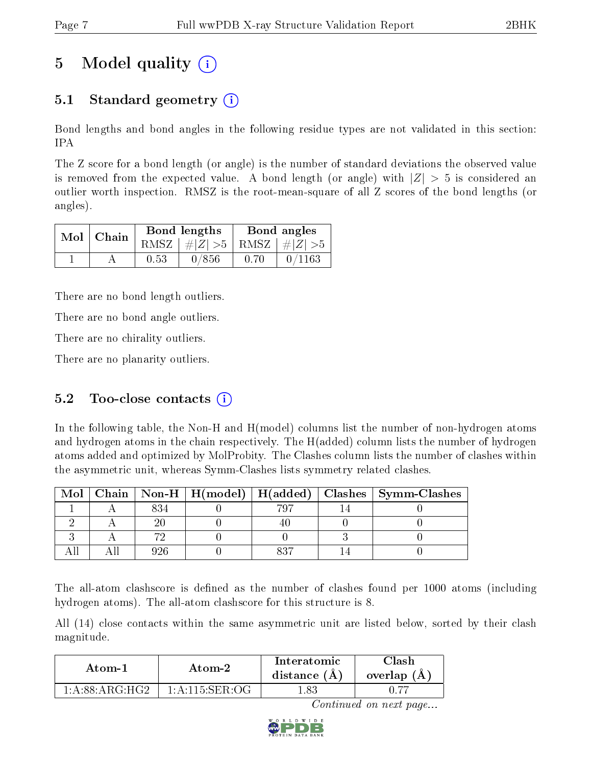# 5 Model quality (i)

## 5.1 Standard geometry (i)

Bond lengths and bond angles in the following residue types are not validated in this section: IPA

The Z score for a bond length (or angle) is the number of standard deviations the observed value is removed from the expected value. A bond length (or angle) with $|Z| > 5$ is considered an outlier worth inspection. RMSZ is the root-mean-square of all Z scores of the bond lengths (or angles).

| Mol | Chain | Bond lengths | | Bond angles | |
|---|---|---|---|---|---|
| | | RMSZ | $\#\|Z\| > 5$ | RMSZ | $\#\|Z\| > 5$ |
| 1 | A | 0.53 | 0/856 | 0.70 | 0/1163 |

There are no bond length outliers.

There are no bond angle outliers.

There are no chirality outliers.

There are no planarity outliers.

## 5.2 Too-close contacts (i)

In the following table, the Non-H and H(model) columns list the number of non-hydrogen atoms and hydrogen atoms in the chain respectively. The H(added) column lists the number of hydrogen atoms added and optimized by MolProbity. The Clashes column lists the number of clashes within the asymmetric unit, whereas Symm-Clashes lists symmetry related clashes.

| Mol | Chain | Non-H | H(model) | H(added) | Clashes | Symm-Clashes |
|---|---|---|---|---|---|---|
| 1 | A | 834 | 0 | 797 | 14 | 0 |
| 2 | A | 20 | 0 | 40 | 0 | 0 |
| 3 | A | 72 | 0 | 0 | 3 | 0 |
| All | All | 926 | 0 | 837 | 14 | 0 |

The all-atom clashscore is defined as the number of clashes found per 1000 atoms (including hydrogen atoms). The all-atom clashscore for this structure is 8.

All (14) close contacts within the same asymmetric unit are listed below, sorted by their clash magnitude.

| Atom-1 | Atom-2 | Interatomic distance (Å) | Clash overlap (Å) |
|---|---|---|---|
| 1:A:88:ARG:HG2 | 1:A:115:SER:OG | 1.83 | 0.77 |

*Continued on next page...*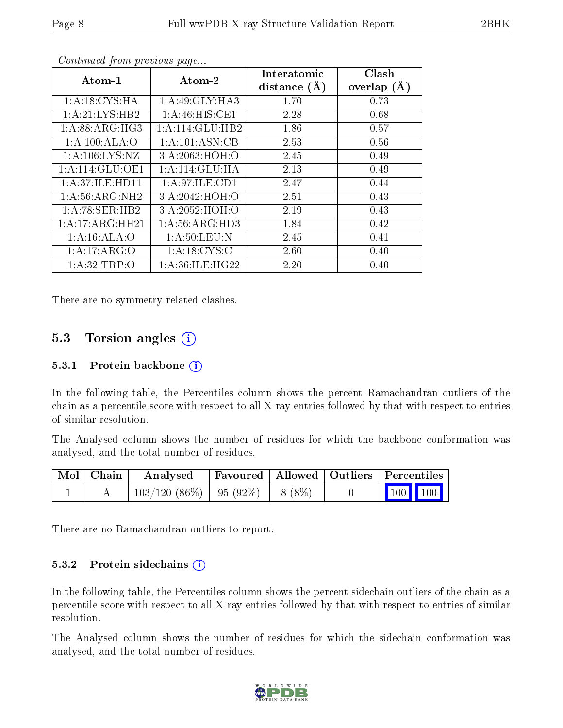*Continued from previous page...*

| Atom-1 | Atom-2 | Interatomic distance (Å) | Clash overlap (Å) |
|---|---|---|---|
| 1:A:18:CYS:HA | 1:A:49:GLY:HA3 | 1.70 | 0.73 |
| 1:A:21:LYS:HB2 | 1:A:46:HIS:CE1 | 2.28 | 0.68 |
| 1:A:88:ARG:HG3 | 1:A:114:GLU:HB2 | 1.86 | 0.57 |
| 1:A:100:ALA:O | 1:A:101:ASN:CB | 2.53 | 0.56 |
| 1:A:106:LYS:NZ | 3:A:2063:HOH:O | 2.45 | 0.49 |
| 1:A:114:GLU:OE1 | 1:A:114:GLU:HA | 2.13 | 0.49 |
| 1:A:37:ILE:HD11 | 1:A:97:ILE:CD1 | 2.47 | 0.44 |
| 1:A:56:ARG:NH2 | 3:A:2042:HOH:O | 2.51 | 0.43 |
| 1:A:78:SER:HB2 | 3:A:2052:HOH:O | 2.19 | 0.43 |
| 1:A:17:ARG:HH21 | 1:A:56:ARG:HD3 | 1.84 | 0.42 |
| 1:A:16:ALA:O | 1:A:50:LEU:N | 2.45 | 0.41 |
| 1:A:17:ARG:O | 1:A:18:CYS:C | 2.60 | 0.40 |
| 1:A:32:TRP:O | 1:A:36:ILE:HG22 | 2.20 | 0.40 |

There are no symmetry-related clashes.

## 5.3 Torsion angles (i)

### 5.3.1 Protein backbone (i)

In the following table, the Percentiles column shows the percent Ramachandran outliers of the chain as a percentile score with respect to all X-ray entries followed by that with respect to entries of similar resolution.

The Analysed column shows the number of residues for which the backbone conformation was analysed, and the total number of residues.

| Mol | Chain | Analysed | Favoured | Allowed | Outliers | Percentiles | |
|---|---|---|---|---|---|---|---|
| 1 | A | 103/120 (86%) | 95 (92%) | 8 (8%) | 0 | 100 | 100 |

There are no Ramachandran outliers to report.

### 5.3.2 Protein sidechains (i)

In the following table, the Percentiles column shows the percent sidechain outliers of the chain as a percentile score with respect to all X-ray entries followed by that with respect to entries of similar resolution.

The Analysed column shows the number of residues for which the sidechain conformation was analysed, and the total number of residues.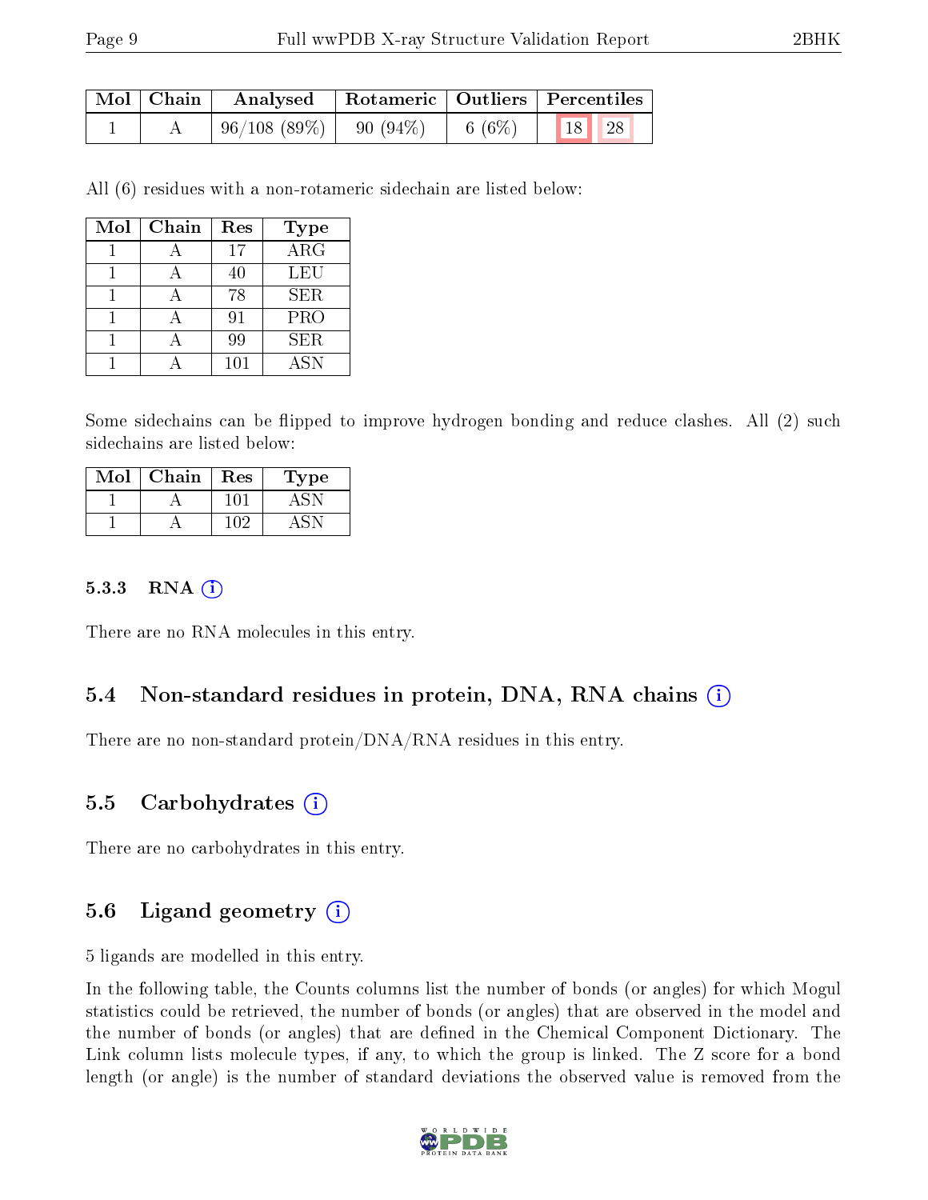| Mol | Chain | Analysed | Rotameric | Outliers | Percentiles | |
|---|---|---|---|---|---|---|
| 1 | A | 96/108 (89%) | 90 (94%) | 6 (6%) | 18 | 28 |

All (6) residues with a non-rotameric sidechain are listed below:

| Mol | Chain | Res | Type |
|---|---|---|---|
| 1 | A | 17 | ARG |
| 1 | A | 40 | LEU |
| 1 | A | 78 | SER |
| 1 | A | 91 | PRO |
| 1 | A | 99 | SER |
| 1 | A | 101 | ASN |

Some sidechains can be flipped to improve hydrogen bonding and reduce clashes. All (2) such sidechains are listed below:

| Mol | Chain | Res | Type |
|---|---|---|---|
| 1 | A | 101 | ASN |
| 1 | A | 102 | ASN |

#### 5.3.3 RNA

There are no RNA molecules in this entry.

### 5.4 Non-standard residues in protein, DNA, RNA chains

There are no non-standard protein/DNA/RNA residues in this entry.

### 5.5 Carbohydrates

There are no carbohydrates in this entry.

### 5.6 Ligand geometry

5 ligands are modelled in this entry.

In the following table, the Counts columns list the number of bonds (or angles) for which Mogul statistics could be retrieved, the number of bonds (or angles) that are observed in the model and the number of bonds (or angles) that are defined in the Chemical Component Dictionary. The Link column lists molecule types, if any, to which the group is linked. The Z score for a bond length (or angle) is the number of standard deviations the observed value is removed from the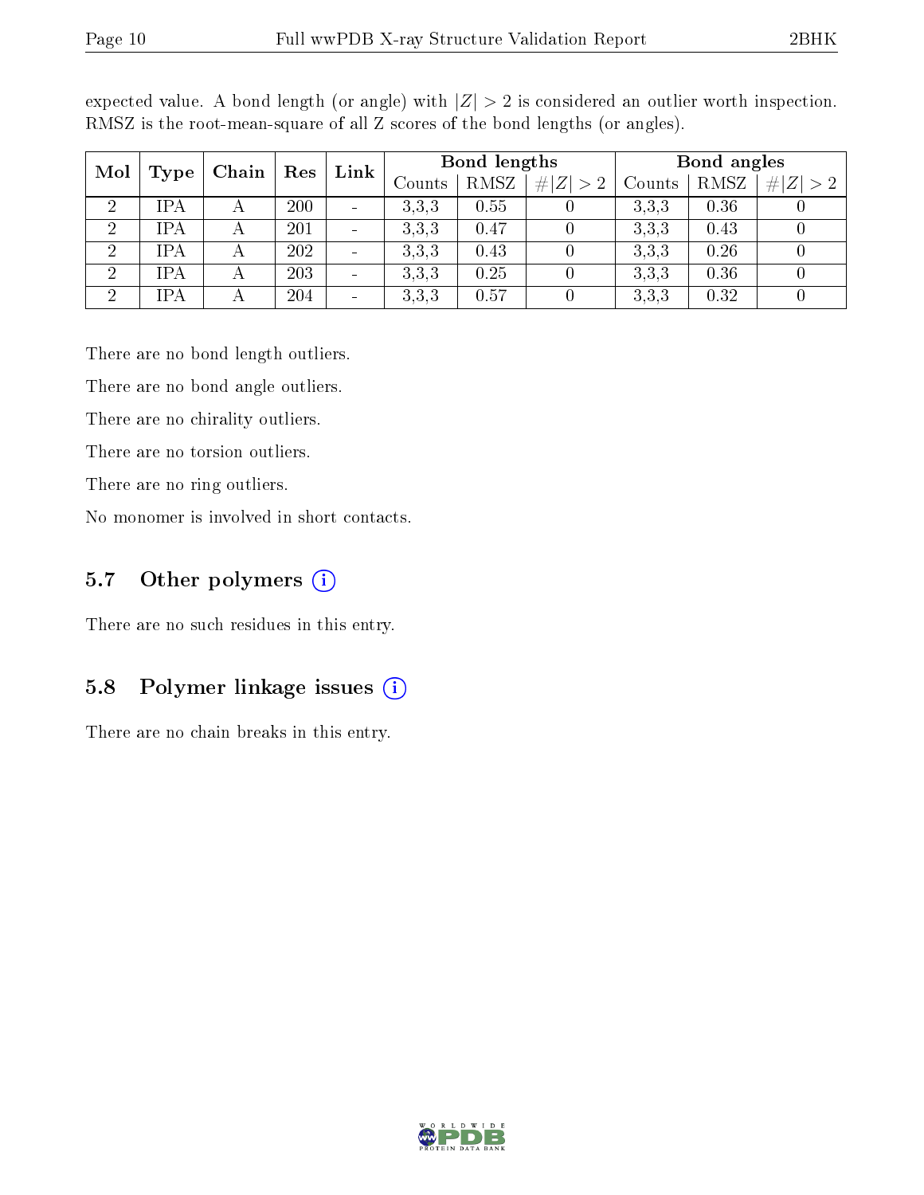expected value. A bond length (or angle) with $|Z| > 2$ is considered an outlier worth inspection. RMSZ is the root-mean-square of all Z scores of the bond lengths (or angles).

| Mol | Type | Chain | Res | Link | Bond lengths | | | Bond angles | | |
|---|---|---|---|---|---|---|---|---|---|---|
| | | | | | Counts | RMSZ | $\#\|Z\| > 2$ | Counts | RMSZ | $\#\|Z\| > 2$ |
| 2 | IPA | A | 200 | - | 3,3,3 | 0.55 | 0 | 3,3,3 | 0.36 | 0 |
| 2 | IPA | A | 201 | - | 3,3,3 | 0.47 | 0 | 3,3,3 | 0.43 | 0 |
| 2 | IPA | A | 202 | - | 3,3,3 | 0.43 | 0 | 3,3,3 | 0.26 | 0 |
| 2 | IPA | A | 203 | - | 3,3,3 | 0.25 | 0 | 3,3,3 | 0.36 | 0 |
| 2 | IPA | A | 204 | - | 3,3,3 | 0.57 | 0 | 3,3,3 | 0.32 | 0 |

There are no bond length outliers.

There are no bond angle outliers.

There are no chirality outliers.

There are no torsion outliers.

There are no ring outliers.

No monomer is involved in short contacts.

## 5.7 Other polymers

There are no such residues in this entry.

## 5.8 Polymer linkage issues

There are no chain breaks in this entry.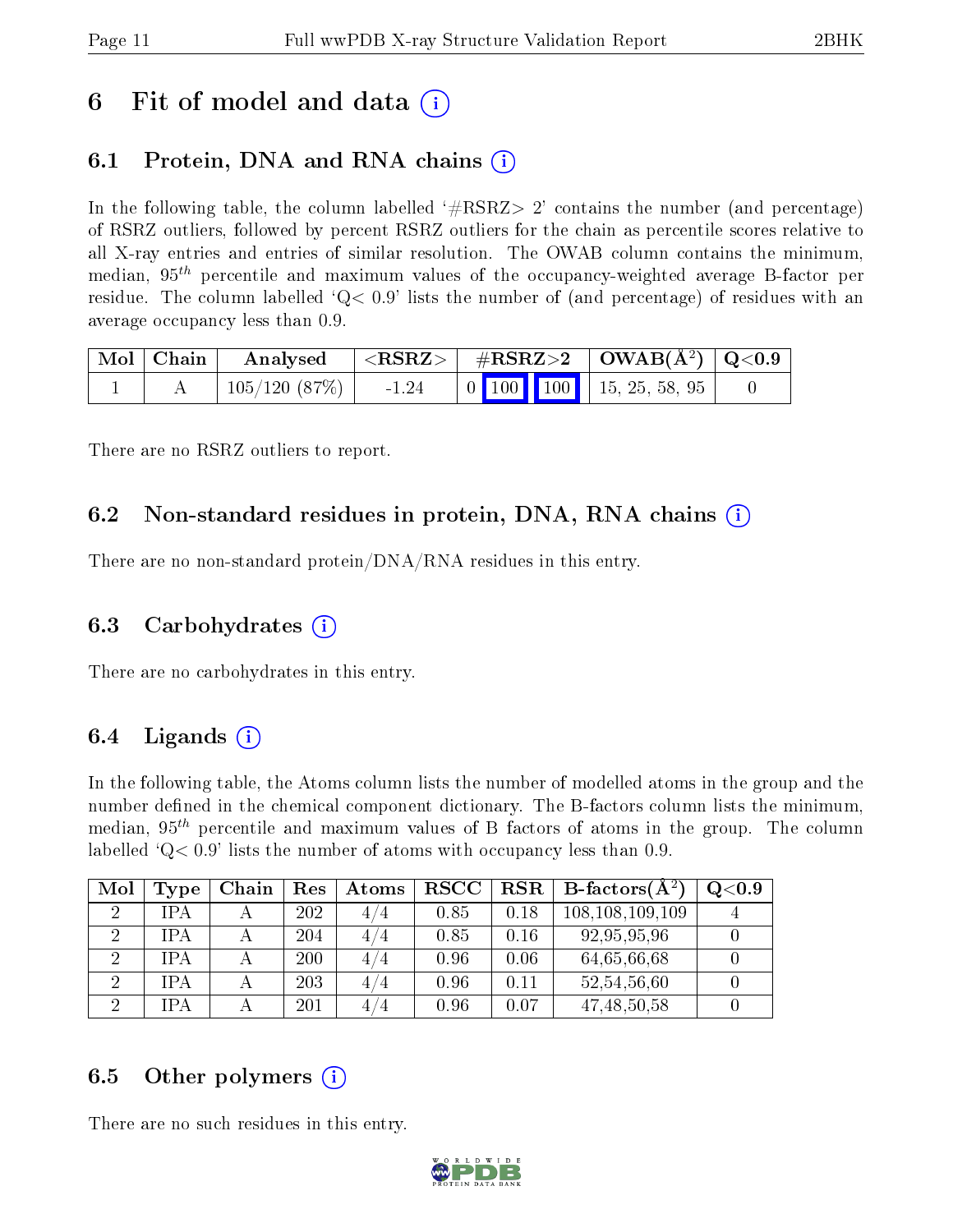# 6 Fit of model and data (i)

## 6.1 Protein, DNA and RNA chains (i)

In the following table, the column labelled '#RSRZ> 2' contains the number (and percentage) of RSRZ outliers, followed by percent RSRZ outliers for the chain as percentile scores relative to all X-ray entries and entries of similar resolution. The OWAB column contains the minimum, median, $95^{th}$ percentile and maximum values of the occupancy-weighted average B-factor per residue. The column labelled 'Q< 0.9' lists the number of (and percentage) of residues with an average occupancy less than 0.9.

| Mol | Chain | Analysed | <RSRZ> | #RSRZ>2 | | | OWAB(Å$^2$) | Q<0.9 |
|---|---|---|---|---|---|---|---|---|
| 1 | A | 105/120 (87%) | -1.24 | 0 | 100 | 100 | 15, 25, 58, 95 | 0 |

There are no RSRZ outliers to report.

## 6.2 Non-standard residues in protein, DNA, RNA chains (i)

There are no non-standard protein/DNA/RNA residues in this entry.

## 6.3 Carbohydrates (i)

There are no carbohydrates in this entry.

## 6.4 Ligands (i)

In the following table, the Atoms column lists the number of modelled atoms in the group and the number defined in the chemical component dictionary. The B-factors column lists the minimum, median, $95^{th}$ percentile and maximum values of B factors of atoms in the group. The column labelled 'Q< 0.9' lists the number of atoms with occupancy less than 0.9.

| Mol | Type | Chain | Res | Atoms | RSCC | RSR | B-factors(Å$^2$) | Q<0.9 |
|---|---|---|---|---|---|---|---|---|
| 2 | IPA | A | 202 | 4/4 | 0.85 | 0.18 | 108,108,109,109 | 4 |
| 2 | IPA | A | 204 | 4/4 | 0.85 | 0.16 | 92,95,95,96 | 0 |
| 2 | IPA | A | 200 | 4/4 | 0.96 | 0.06 | 64,65,66,68 | 0 |
| 2 | IPA | A | 203 | 4/4 | 0.96 | 0.11 | 52,54,56,60 | 0 |
| 2 | IPA | A | 201 | 4/4 | 0.96 | 0.07 | 47,48,50,58 | 0 |

## 6.5 Other polymers (i)

There are no such residues in this entry.